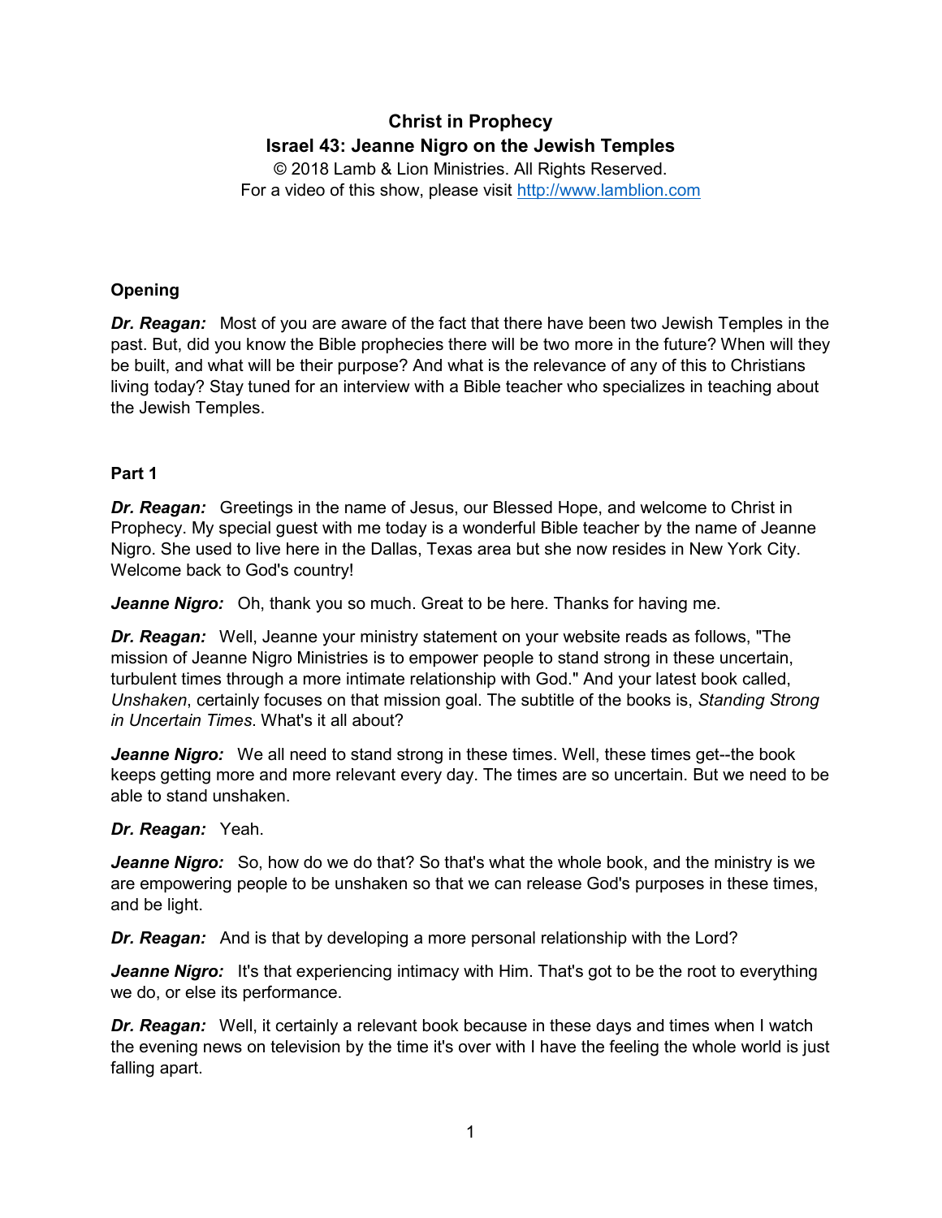# Christ in Prophecy

## Israel 43: Jeanne Nigro on the Jewish Temples

© 2018 Lamb & Lion Ministries. All Rights Reserved.
For a video of this show, please visit [http://www.lamblion.com](http://www.lamblion.com)

### Opening

***Dr. Reagan:*** Most of you are aware of the fact that there have been two Jewish Temples in the past. But, did you know the Bible prophecies there will be two more in the future? When will they be built, and what will be their purpose? And what is the relevance of any of this to Christians living today? Stay tuned for an interview with a Bible teacher who specializes in teaching about the Jewish Temples.

### Part 1

***Dr. Reagan:*** Greetings in the name of Jesus, our Blessed Hope, and welcome to Christ in Prophecy. My special guest with me today is a wonderful Bible teacher by the name of Jeanne Nigro. She used to live here in the Dallas, Texas area but she now resides in New York City. Welcome back to God's country!

***Jeanne Nigro:*** Oh, thank you so much. Great to be here. Thanks for having me.

***Dr. Reagan:*** Well, Jeanne your ministry statement on your website reads as follows, "The mission of Jeanne Nigro Ministries is to empower people to stand strong in these uncertain, turbulent times through a more intimate relationship with God." And your latest book called, *Unshaken*, certainly focuses on that mission goal. The subtitle of the books is, *Standing Strong in Uncertain Times*. What's it all about?

***Jeanne Nigro:*** We all need to stand strong in these times. Well, these times get--the book keeps getting more and more relevant every day. The times are so uncertain. But we need to be able to stand unshaken.

***Dr. Reagan:*** Yeah.

***Jeanne Nigro:*** So, how do we do that? So that's what the whole book, and the ministry is we are empowering people to be unshaken so that we can release God's purposes in these times, and be light.

***Dr. Reagan:*** And is that by developing a more personal relationship with the Lord?

***Jeanne Nigro:*** It's that experiencing intimacy with Him. That's got to be the root to everything we do, or else its performance.

***Dr. Reagan:*** Well, it certainly a relevant book because in these days and times when I watch the evening news on television by the time it's over with I have the feeling the whole world is just falling apart.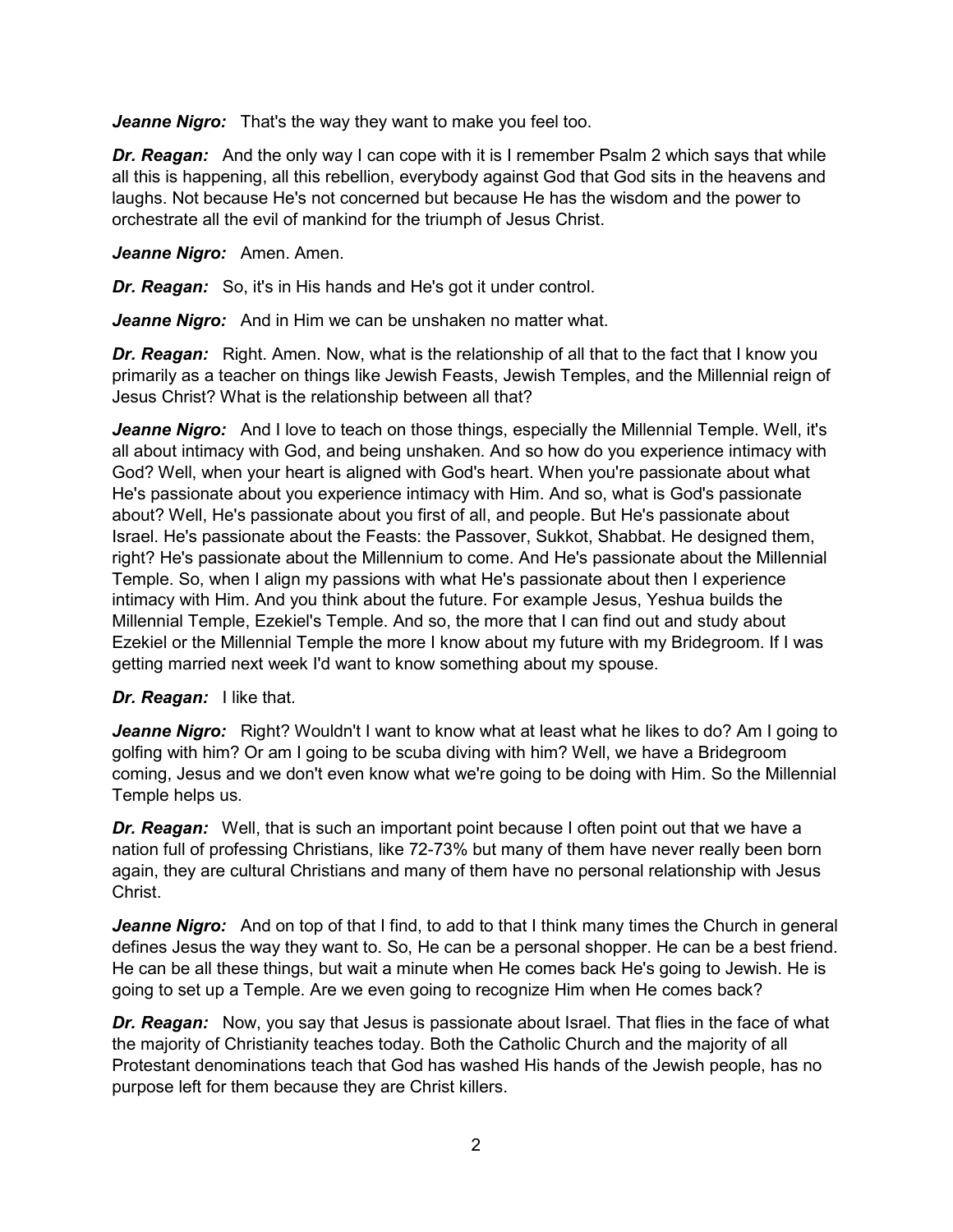***Jeanne Nigro:*** That's the way they want to make you feel too.

***Dr. Reagan:*** And the only way I can cope with it is I remember Psalm 2 which says that while all this is happening, all this rebellion, everybody against God that God sits in the heavens and laughs. Not because He's not concerned but because He has the wisdom and the power to orchestrate all the evil of mankind for the triumph of Jesus Christ.

***Jeanne Nigro:*** Amen. Amen.

***Dr. Reagan:*** So, it's in His hands and He's got it under control.

***Jeanne Nigro:*** And in Him we can be unshaken no matter what.

***Dr. Reagan:*** Right. Amen. Now, what is the relationship of all that to the fact that I know you primarily as a teacher on things like Jewish Feasts, Jewish Temples, and the Millennial reign of Jesus Christ? What is the relationship between all that?

***Jeanne Nigro:*** And I love to teach on those things, especially the Millennial Temple. Well, it's all about intimacy with God, and being unshaken. And so how do you experience intimacy with God? Well, when your heart is aligned with God's heart. When you're passionate about what He's passionate about you experience intimacy with Him. And so, what is God's passionate about? Well, He's passionate about you first of all, and people. But He's passionate about Israel. He's passionate about the Feasts: the Passover, Sukkot, Shabbat. He designed them, right? He's passionate about the Millennium to come. And He's passionate about the Millennial Temple. So, when I align my passions with what He's passionate about then I experience intimacy with Him. And you think about the future. For example Jesus, Yeshua builds the Millennial Temple, Ezekiel's Temple. And so, the more that I can find out and study about Ezekiel or the Millennial Temple the more I know about my future with my Bridegroom. If I was getting married next week I'd want to know something about my spouse.

***Dr. Reagan:*** I like that.

***Jeanne Nigro:*** Right? Wouldn't I want to know what at least what he likes to do? Am I going to golfing with him? Or am I going to be scuba diving with him? Well, we have a Bridegroom coming, Jesus and we don't even know what we're going to be doing with Him. So the Millennial Temple helps us.

***Dr. Reagan:*** Well, that is such an important point because I often point out that we have a nation full of professing Christians, like 72-73% but many of them have never really been born again, they are cultural Christians and many of them have no personal relationship with Jesus Christ.

***Jeanne Nigro:*** And on top of that I find, to add to that I think many times the Church in general defines Jesus the way they want to. So, He can be a personal shopper. He can be a best friend. He can be all these things, but wait a minute when He comes back He's going to Jewish. He is going to set up a Temple. Are we even going to recognize Him when He comes back?

***Dr. Reagan:*** Now, you say that Jesus is passionate about Israel. That flies in the face of what the majority of Christianity teaches today. Both the Catholic Church and the majority of all Protestant denominations teach that God has washed His hands of the Jewish people, has no purpose left for them because they are Christ killers.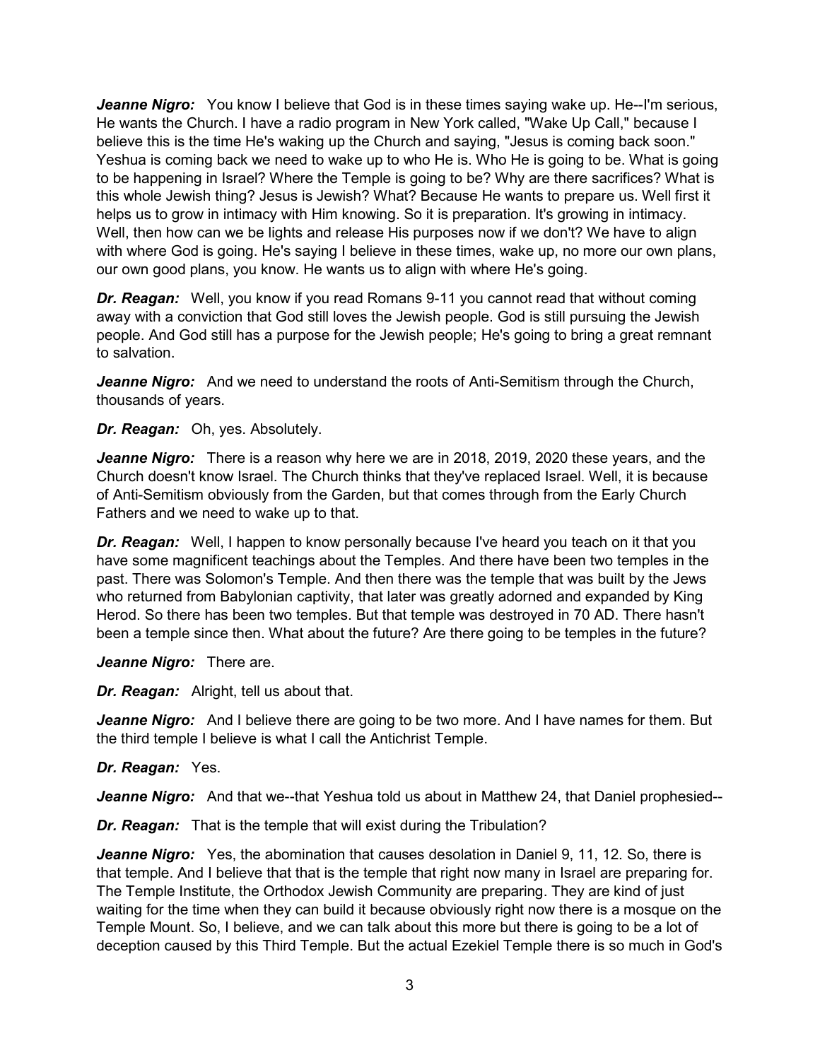***Jeanne Nigro:*** You know I believe that God is in these times saying wake up. He--I'm serious, He wants the Church. I have a radio program in New York called, "Wake Up Call," because I believe this is the time He's waking up the Church and saying, "Jesus is coming back soon." Yeshua is coming back we need to wake up to who He is. Who He is going to be. What is going to be happening in Israel? Where the Temple is going to be? Why are there sacrifices? What is this whole Jewish thing? Jesus is Jewish? What? Because He wants to prepare us. Well first it helps us to grow in intimacy with Him knowing. So it is preparation. It's growing in intimacy. Well, then how can we be lights and release His purposes now if we don't? We have to align with where God is going. He's saying I believe in these times, wake up, no more our own plans, our own good plans, you know. He wants us to align with where He's going.

***Dr. Reagan:*** Well, you know if you read Romans 9-11 you cannot read that without coming away with a conviction that God still loves the Jewish people. God is still pursuing the Jewish people. And God still has a purpose for the Jewish people; He's going to bring a great remnant to salvation.

***Jeanne Nigro:*** And we need to understand the roots of Anti-Semitism through the Church, thousands of years.

***Dr. Reagan:*** Oh, yes. Absolutely.

***Jeanne Nigro:*** There is a reason why here we are in 2018, 2019, 2020 these years, and the Church doesn't know Israel. The Church thinks that they've replaced Israel. Well, it is because of Anti-Semitism obviously from the Garden, but that comes through from the Early Church Fathers and we need to wake up to that.

***Dr. Reagan:*** Well, I happen to know personally because I've heard you teach on it that you have some magnificent teachings about the Temples. And there have been two temples in the past. There was Solomon's Temple. And then there was the temple that was built by the Jews who returned from Babylonian captivity, that later was greatly adorned and expanded by King Herod. So there has been two temples. But that temple was destroyed in 70 AD. There hasn't been a temple since then. What about the future? Are there going to be temples in the future?

***Jeanne Nigro:*** There are.

***Dr. Reagan:*** Alright, tell us about that.

***Jeanne Nigro:*** And I believe there are going to be two more. And I have names for them. But the third temple I believe is what I call the Antichrist Temple.

***Dr. Reagan:*** Yes.

***Jeanne Nigro:*** And that we--that Yeshua told us about in Matthew 24, that Daniel prophesied--

***Dr. Reagan:*** That is the temple that will exist during the Tribulation?

***Jeanne Nigro:*** Yes, the abomination that causes desolation in Daniel 9, 11, 12. So, there is that temple. And I believe that that is the temple that right now many in Israel are preparing for. The Temple Institute, the Orthodox Jewish Community are preparing. They are kind of just waiting for the time when they can build it because obviously right now there is a mosque on the Temple Mount. So, I believe, and we can talk about this more but there is going to be a lot of deception caused by this Third Temple. But the actual Ezekiel Temple there is so much in God's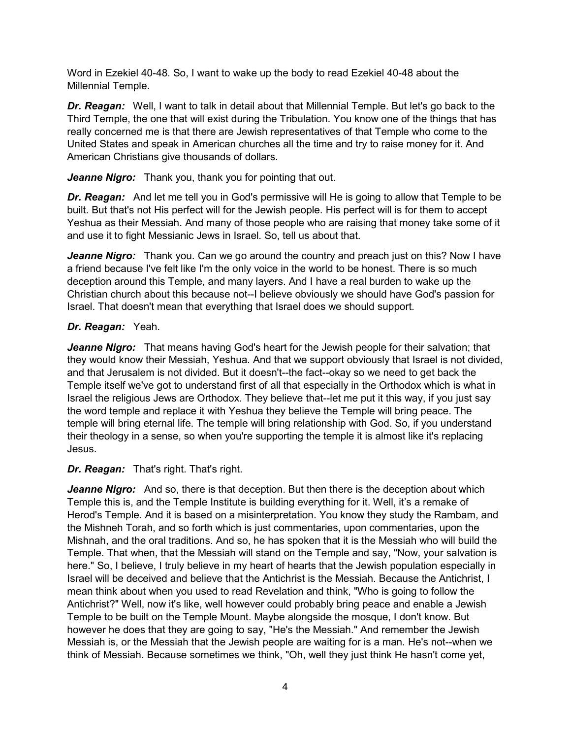Word in Ezekiel 40-48. So, I want to wake up the body to read Ezekiel 40-48 about the Millennial Temple.

***Dr. Reagan:*** Well, I want to talk in detail about that Millennial Temple. But let's go back to the Third Temple, the one that will exist during the Tribulation. You know one of the things that has really concerned me is that there are Jewish representatives of that Temple who come to the United States and speak in American churches all the time and try to raise money for it. And American Christians give thousands of dollars.

***Jeanne Nigro:*** Thank you, thank you for pointing that out.

***Dr. Reagan:*** And let me tell you in God's permissive will He is going to allow that Temple to be built. But that's not His perfect will for the Jewish people. His perfect will is for them to accept Yeshua as their Messiah. And many of those people who are raising that money take some of it and use it to fight Messianic Jews in Israel. So, tell us about that.

***Jeanne Nigro:*** Thank you. Can we go around the country and preach just on this? Now I have a friend because I've felt like I'm the only voice in the world to be honest. There is so much deception around this Temple, and many layers. And I have a real burden to wake up the Christian church about this because not--I believe obviously we should have God's passion for Israel. That doesn't mean that everything that Israel does we should support.

***Dr. Reagan:*** Yeah.

***Jeanne Nigro:*** That means having God's heart for the Jewish people for their salvation; that they would know their Messiah, Yeshua. And that we support obviously that Israel is not divided, and that Jerusalem is not divided. But it doesn't--the fact--okay so we need to get back the Temple itself we've got to understand first of all that especially in the Orthodox which is what in Israel the religious Jews are Orthodox. They believe that--let me put it this way, if you just say the word temple and replace it with Yeshua they believe the Temple will bring peace. The temple will bring eternal life. The temple will bring relationship with God. So, if you understand their theology in a sense, so when you're supporting the temple it is almost like it's replacing Jesus.

***Dr. Reagan:*** That's right. That's right.

***Jeanne Nigro:*** And so, there is that deception. But then there is the deception about which Temple this is, and the Temple Institute is building everything for it. Well, it's a remake of Herod's Temple. And it is based on a misinterpretation. You know they study the Rambam, and the Mishneh Torah, and so forth which is just commentaries, upon commentaries, upon the Mishnah, and the oral traditions. And so, he has spoken that it is the Messiah who will build the Temple. That when, that the Messiah will stand on the Temple and say, "Now, your salvation is here." So, I believe, I truly believe in my heart of hearts that the Jewish population especially in Israel will be deceived and believe that the Antichrist is the Messiah. Because the Antichrist, I mean think about when you used to read Revelation and think, "Who is going to follow the Antichrist?" Well, now it's like, well however could probably bring peace and enable a Jewish Temple to be built on the Temple Mount. Maybe alongside the mosque, I don't know. But however he does that they are going to say, "He's the Messiah." And remember the Jewish Messiah is, or the Messiah that the Jewish people are waiting for is a man. He's not--when we think of Messiah. Because sometimes we think, "Oh, well they just think He hasn't come yet,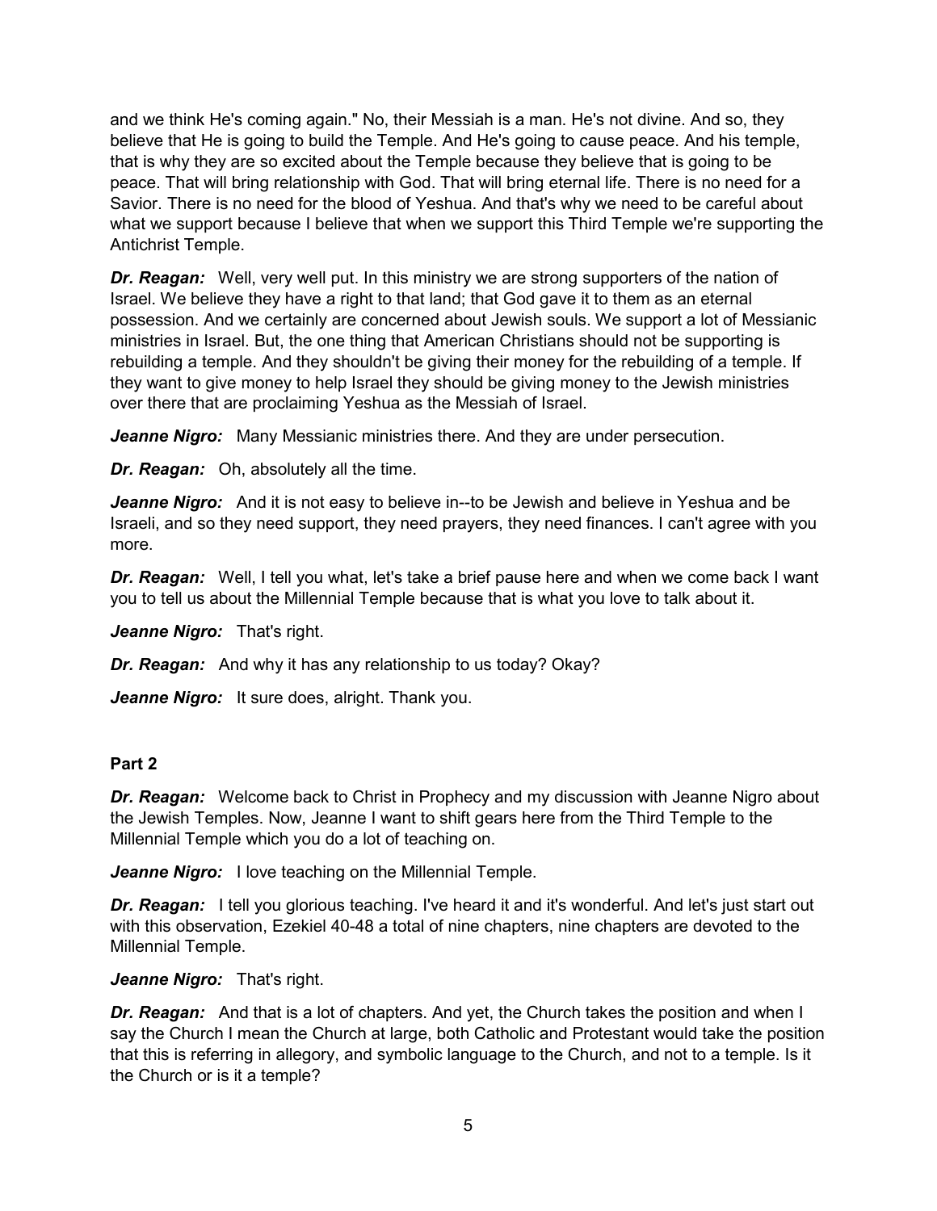and we think He's coming again." No, their Messiah is a man. He's not divine. And so, they believe that He is going to build the Temple. And He's going to cause peace. And his temple, that is why they are so excited about the Temple because they believe that is going to be peace. That will bring relationship with God. That will bring eternal life. There is no need for a Savior. There is no need for the blood of Yeshua. And that's why we need to be careful about what we support because I believe that when we support this Third Temple we're supporting the Antichrist Temple.

***Dr. Reagan:*** Well, very well put. In this ministry we are strong supporters of the nation of Israel. We believe they have a right to that land; that God gave it to them as an eternal possession. And we certainly are concerned about Jewish souls. We support a lot of Messianic ministries in Israel. But, the one thing that American Christians should not be supporting is rebuilding a temple. And they shouldn't be giving their money for the rebuilding of a temple. If they want to give money to help Israel they should be giving money to the Jewish ministries over there that are proclaiming Yeshua as the Messiah of Israel.

***Jeanne Nigro:*** Many Messianic ministries there. And they are under persecution.

***Dr. Reagan:*** Oh, absolutely all the time.

***Jeanne Nigro:*** And it is not easy to believe in--to be Jewish and believe in Yeshua and be Israeli, and so they need support, they need prayers, they need finances. I can't agree with you more.

***Dr. Reagan:*** Well, I tell you what, let's take a brief pause here and when we come back I want you to tell us about the Millennial Temple because that is what you love to talk about it.

***Jeanne Nigro:*** That's right.

***Dr. Reagan:*** And why it has any relationship to us today? Okay?

***Jeanne Nigro:*** It sure does, alright. Thank you.

**Part 2**

***Dr. Reagan:*** Welcome back to Christ in Prophecy and my discussion with Jeanne Nigro about the Jewish Temples. Now, Jeanne I want to shift gears here from the Third Temple to the Millennial Temple which you do a lot of teaching on.

***Jeanne Nigro:*** I love teaching on the Millennial Temple.

***Dr. Reagan:*** I tell you glorious teaching. I've heard it and it's wonderful. And let's just start out with this observation, Ezekiel 40-48 a total of nine chapters, nine chapters are devoted to the Millennial Temple.

***Jeanne Nigro:*** That's right.

***Dr. Reagan:*** And that is a lot of chapters. And yet, the Church takes the position and when I say the Church I mean the Church at large, both Catholic and Protestant would take the position that this is referring in allegory, and symbolic language to the Church, and not to a temple. Is it the Church or is it a temple?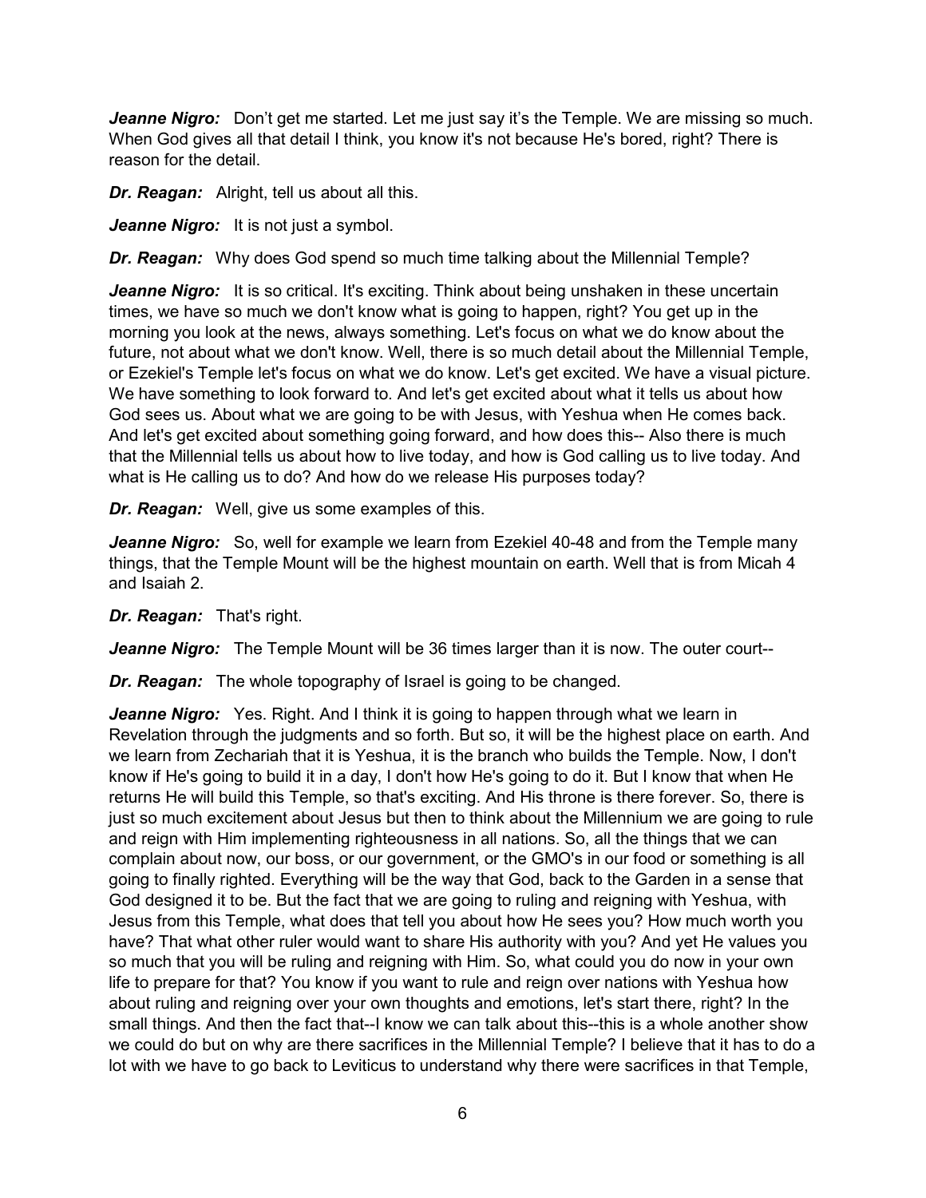***Jeanne Nigro:*** Don't get me started. Let me just say it's the Temple. We are missing so much. When God gives all that detail I think, you know it's not because He's bored, right? There is reason for the detail.

***Dr. Reagan:*** Alright, tell us about all this.

***Jeanne Nigro:*** It is not just a symbol.

***Dr. Reagan:*** Why does God spend so much time talking about the Millennial Temple?

***Jeanne Nigro:*** It is so critical. It's exciting. Think about being unshaken in these uncertain times, we have so much we don't know what is going to happen, right? You get up in the morning you look at the news, always something. Let's focus on what we do know about the future, not about what we don't know. Well, there is so much detail about the Millennial Temple, or Ezekiel's Temple let's focus on what we do know. Let's get excited. We have a visual picture. We have something to look forward to. And let's get excited about what it tells us about how God sees us. About what we are going to be with Jesus, with Yeshua when He comes back. And let's get excited about something going forward, and how does this-- Also there is much that the Millennial tells us about how to live today, and how is God calling us to live today. And what is He calling us to do? And how do we release His purposes today?

***Dr. Reagan:*** Well, give us some examples of this.

***Jeanne Nigro:*** So, well for example we learn from Ezekiel 40-48 and from the Temple many things, that the Temple Mount will be the highest mountain on earth. Well that is from Micah 4 and Isaiah 2.

***Dr. Reagan:*** That's right.

***Jeanne Nigro:*** The Temple Mount will be 36 times larger than it is now. The outer court--

***Dr. Reagan:*** The whole topography of Israel is going to be changed.

***Jeanne Nigro:*** Yes. Right. And I think it is going to happen through what we learn in Revelation through the judgments and so forth. But so, it will be the highest place on earth. And we learn from Zechariah that it is Yeshua, it is the branch who builds the Temple. Now, I don't know if He's going to build it in a day, I don't how He's going to do it. But I know that when He returns He will build this Temple, so that's exciting. And His throne is there forever. So, there is just so much excitement about Jesus but then to think about the Millennium we are going to rule and reign with Him implementing righteousness in all nations. So, all the things that we can complain about now, our boss, or our government, or the GMO's in our food or something is all going to finally righted. Everything will be the way that God, back to the Garden in a sense that God designed it to be. But the fact that we are going to ruling and reigning with Yeshua, with Jesus from this Temple, what does that tell you about how He sees you? How much worth you have? That what other ruler would want to share His authority with you? And yet He values you so much that you will be ruling and reigning with Him. So, what could you do now in your own life to prepare for that? You know if you want to rule and reign over nations with Yeshua how about ruling and reigning over your own thoughts and emotions, let's start there, right? In the small things. And then the fact that--I know we can talk about this--this is a whole another show we could do but on why are there sacrifices in the Millennial Temple? I believe that it has to do a lot with we have to go back to Leviticus to understand why there were sacrifices in that Temple,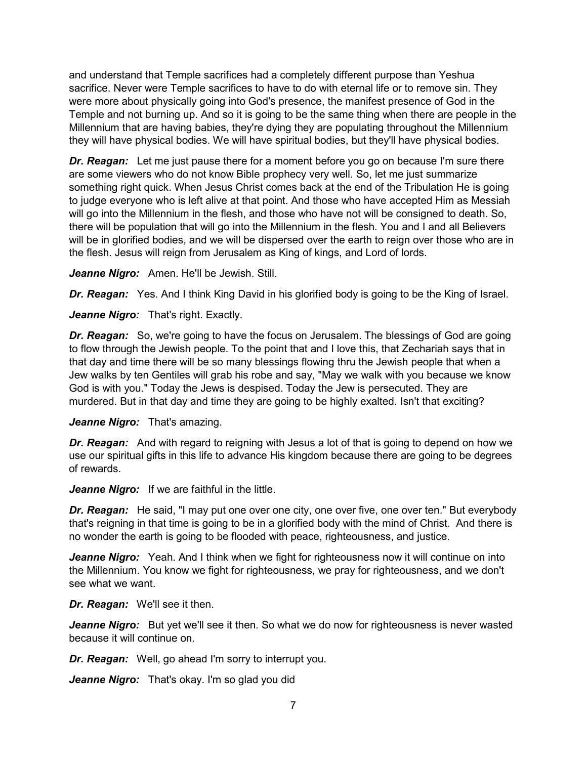and understand that Temple sacrifices had a completely different purpose than Yeshua sacrifice. Never were Temple sacrifices to have to do with eternal life or to remove sin. They were more about physically going into God's presence, the manifest presence of God in the Temple and not burning up. And so it is going to be the same thing when there are people in the Millennium that are having babies, they're dying they are populating throughout the Millennium they will have physical bodies. We will have spiritual bodies, but they'll have physical bodies.

***Dr. Reagan:*** Let me just pause there for a moment before you go on because I'm sure there are some viewers who do not know Bible prophecy very well. So, let me just summarize something right quick. When Jesus Christ comes back at the end of the Tribulation He is going to judge everyone who is left alive at that point. And those who have accepted Him as Messiah will go into the Millennium in the flesh, and those who have not will be consigned to death. So, there will be population that will go into the Millennium in the flesh. You and I and all Believers will be in glorified bodies, and we will be dispersed over the earth to reign over those who are in the flesh. Jesus will reign from Jerusalem as King of kings, and Lord of lords.

***Jeanne Nigro:*** Amen. He'll be Jewish. Still.

***Dr. Reagan:*** Yes. And I think King David in his glorified body is going to be the King of Israel.

***Jeanne Nigro:*** That's right. Exactly.

***Dr. Reagan:*** So, we're going to have the focus on Jerusalem. The blessings of God are going to flow through the Jewish people. To the point that and I love this, that Zechariah says that in that day and time there will be so many blessings flowing thru the Jewish people that when a Jew walks by ten Gentiles will grab his robe and say, "May we walk with you because we know God is with you." Today the Jews is despised. Today the Jew is persecuted. They are murdered. But in that day and time they are going to be highly exalted. Isn't that exciting?

***Jeanne Nigro:*** That's amazing.

***Dr. Reagan:*** And with regard to reigning with Jesus a lot of that is going to depend on how we use our spiritual gifts in this life to advance His kingdom because there are going to be degrees of rewards.

***Jeanne Nigro:*** If we are faithful in the little.

***Dr. Reagan:*** He said, "I may put one over one city, one over five, one over ten." But everybody that's reigning in that time is going to be in a glorified body with the mind of Christ. And there is no wonder the earth is going to be flooded with peace, righteousness, and justice.

***Jeanne Nigro:*** Yeah. And I think when we fight for righteousness now it will continue on into the Millennium. You know we fight for righteousness, we pray for righteousness, and we don't see what we want.

***Dr. Reagan:*** We'll see it then.

***Jeanne Nigro:*** But yet we'll see it then. So what we do now for righteousness is never wasted because it will continue on.

***Dr. Reagan:*** Well, go ahead I'm sorry to interrupt you.

***Jeanne Nigro:*** That's okay. I'm so glad you did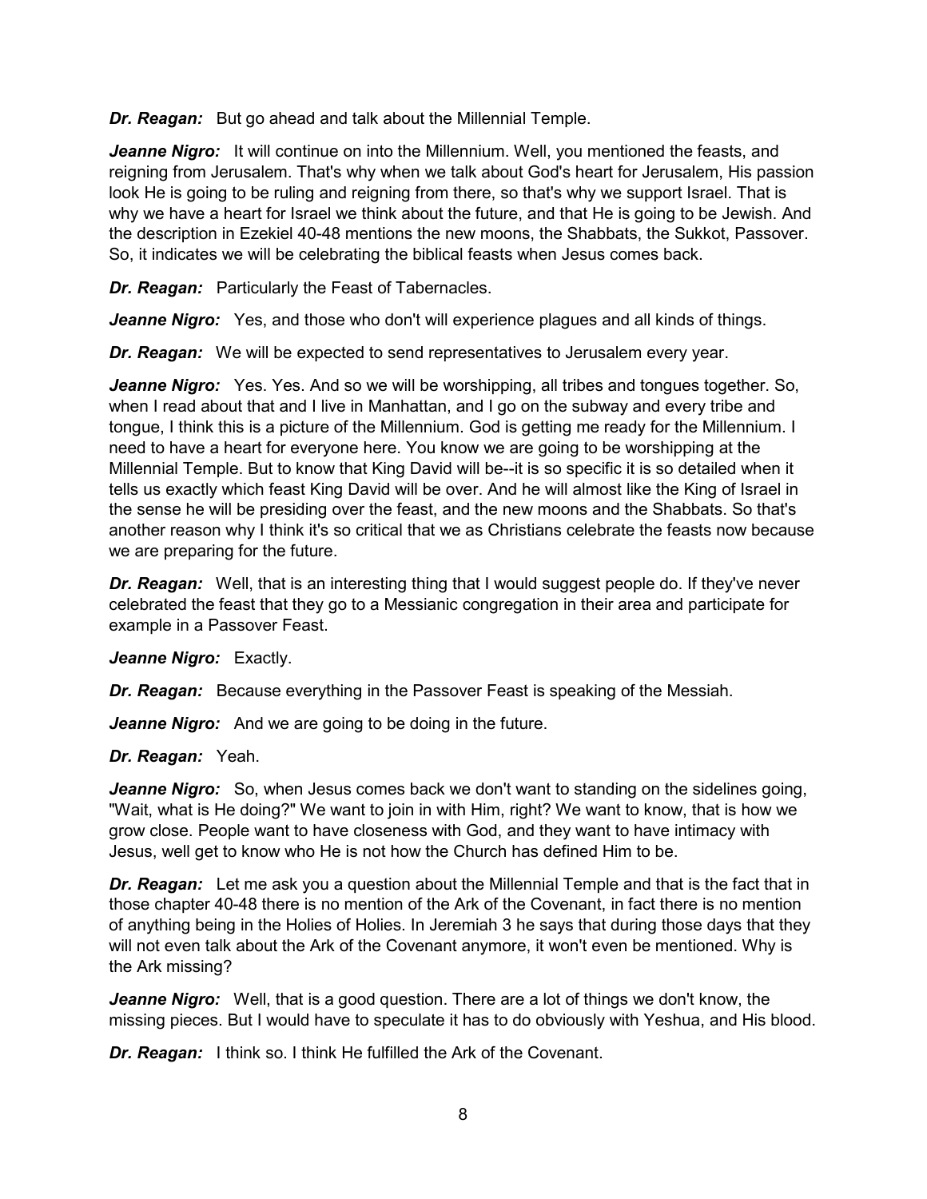***Dr. Reagan:*** But go ahead and talk about the Millennial Temple.

***Jeanne Nigro:*** It will continue on into the Millennium. Well, you mentioned the feasts, and reigning from Jerusalem. That's why when we talk about God's heart for Jerusalem, His passion look He is going to be ruling and reigning from there, so that's why we support Israel. That is why we have a heart for Israel we think about the future, and that He is going to be Jewish. And the description in Ezekiel 40-48 mentions the new moons, the Shabbats, the Sukkot, Passover. So, it indicates we will be celebrating the biblical feasts when Jesus comes back.

***Dr. Reagan:*** Particularly the Feast of Tabernacles.

***Jeanne Nigro:*** Yes, and those who don't will experience plagues and all kinds of things.

***Dr. Reagan:*** We will be expected to send representatives to Jerusalem every year.

***Jeanne Nigro:*** Yes. Yes. And so we will be worshipping, all tribes and tongues together. So, when I read about that and I live in Manhattan, and I go on the subway and every tribe and tongue, I think this is a picture of the Millennium. God is getting me ready for the Millennium. I need to have a heart for everyone here. You know we are going to be worshipping at the Millennial Temple. But to know that King David will be--it is so specific it is so detailed when it tells us exactly which feast King David will be over. And he will almost like the King of Israel in the sense he will be presiding over the feast, and the new moons and the Shabbats. So that's another reason why I think it's so critical that we as Christians celebrate the feasts now because we are preparing for the future.

***Dr. Reagan:*** Well, that is an interesting thing that I would suggest people do. If they've never celebrated the feast that they go to a Messianic congregation in their area and participate for example in a Passover Feast.

***Jeanne Nigro:*** Exactly.

***Dr. Reagan:*** Because everything in the Passover Feast is speaking of the Messiah.

***Jeanne Nigro:*** And we are going to be doing in the future.

***Dr. Reagan:*** Yeah.

***Jeanne Nigro:*** So, when Jesus comes back we don't want to standing on the sidelines going, "Wait, what is He doing?" We want to join in with Him, right? We want to know, that is how we grow close. People want to have closeness with God, and they want to have intimacy with Jesus, well get to know who He is not how the Church has defined Him to be.

***Dr. Reagan:*** Let me ask you a question about the Millennial Temple and that is the fact that in those chapter 40-48 there is no mention of the Ark of the Covenant, in fact there is no mention of anything being in the Holies of Holies. In Jeremiah 3 he says that during those days that they will not even talk about the Ark of the Covenant anymore, it won't even be mentioned. Why is the Ark missing?

***Jeanne Nigro:*** Well, that is a good question. There are a lot of things we don't know, the missing pieces. But I would have to speculate it has to do obviously with Yeshua, and His blood.

***Dr. Reagan:*** I think so. I think He fulfilled the Ark of the Covenant.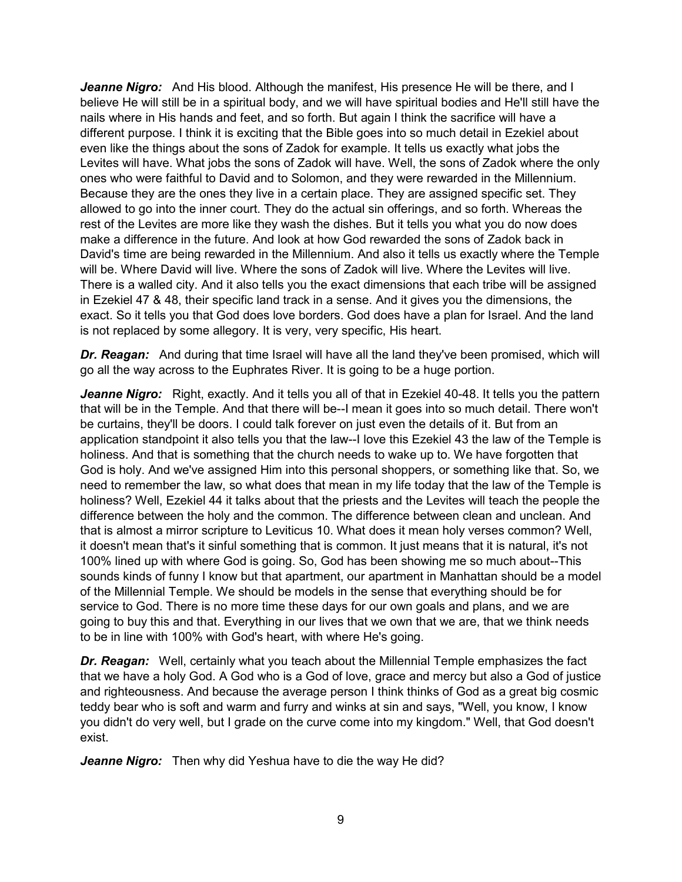***Jeanne Nigro:*** And His blood. Although the manifest, His presence He will be there, and I believe He will still be in a spiritual body, and we will have spiritual bodies and He'll still have the nails where in His hands and feet, and so forth. But again I think the sacrifice will have a different purpose. I think it is exciting that the Bible goes into so much detail in Ezekiel about even like the things about the sons of Zadok for example. It tells us exactly what jobs the Levites will have. What jobs the sons of Zadok will have. Well, the sons of Zadok where the only ones who were faithful to David and to Solomon, and they were rewarded in the Millennium. Because they are the ones they live in a certain place. They are assigned specific set. They allowed to go into the inner court. They do the actual sin offerings, and so forth. Whereas the rest of the Levites are more like they wash the dishes. But it tells you what you do now does make a difference in the future. And look at how God rewarded the sons of Zadok back in David's time are being rewarded in the Millennium. And also it tells us exactly where the Temple will be. Where David will live. Where the sons of Zadok will live. Where the Levites will live. There is a walled city. And it also tells you the exact dimensions that each tribe will be assigned in Ezekiel 47 & 48, their specific land track in a sense. And it gives you the dimensions, the exact. So it tells you that God does love borders. God does have a plan for Israel. And the land is not replaced by some allegory. It is very, very specific, His heart.

***Dr. Reagan:*** And during that time Israel will have all the land they've been promised, which will go all the way across to the Euphrates River. It is going to be a huge portion.

***Jeanne Nigro:*** Right, exactly. And it tells you all of that in Ezekiel 40-48. It tells you the pattern that will be in the Temple. And that there will be--I mean it goes into so much detail. There won't be curtains, they'll be doors. I could talk forever on just even the details of it. But from an application standpoint it also tells you that the law--I love this Ezekiel 43 the law of the Temple is holiness. And that is something that the church needs to wake up to. We have forgotten that God is holy. And we've assigned Him into this personal shoppers, or something like that. So, we need to remember the law, so what does that mean in my life today that the law of the Temple is holiness? Well, Ezekiel 44 it talks about that the priests and the Levites will teach the people the difference between the holy and the common. The difference between clean and unclean. And that is almost a mirror scripture to Leviticus 10. What does it mean holy verses common? Well, it doesn't mean that's it sinful something that is common. It just means that it is natural, it's not 100% lined up with where God is going. So, God has been showing me so much about--This sounds kinds of funny I know but that apartment, our apartment in Manhattan should be a model of the Millennial Temple. We should be models in the sense that everything should be for service to God. There is no more time these days for our own goals and plans, and we are going to buy this and that. Everything in our lives that we own that we are, that we think needs to be in line with 100% with God's heart, with where He's going.

***Dr. Reagan:*** Well, certainly what you teach about the Millennial Temple emphasizes the fact that we have a holy God. A God who is a God of love, grace and mercy but also a God of justice and righteousness. And because the average person I think thinks of God as a great big cosmic teddy bear who is soft and warm and furry and winks at sin and says, "Well, you know, I know you didn't do very well, but I grade on the curve come into my kingdom." Well, that God doesn't exist.

***Jeanne Nigro:*** Then why did Yeshua have to die the way He did?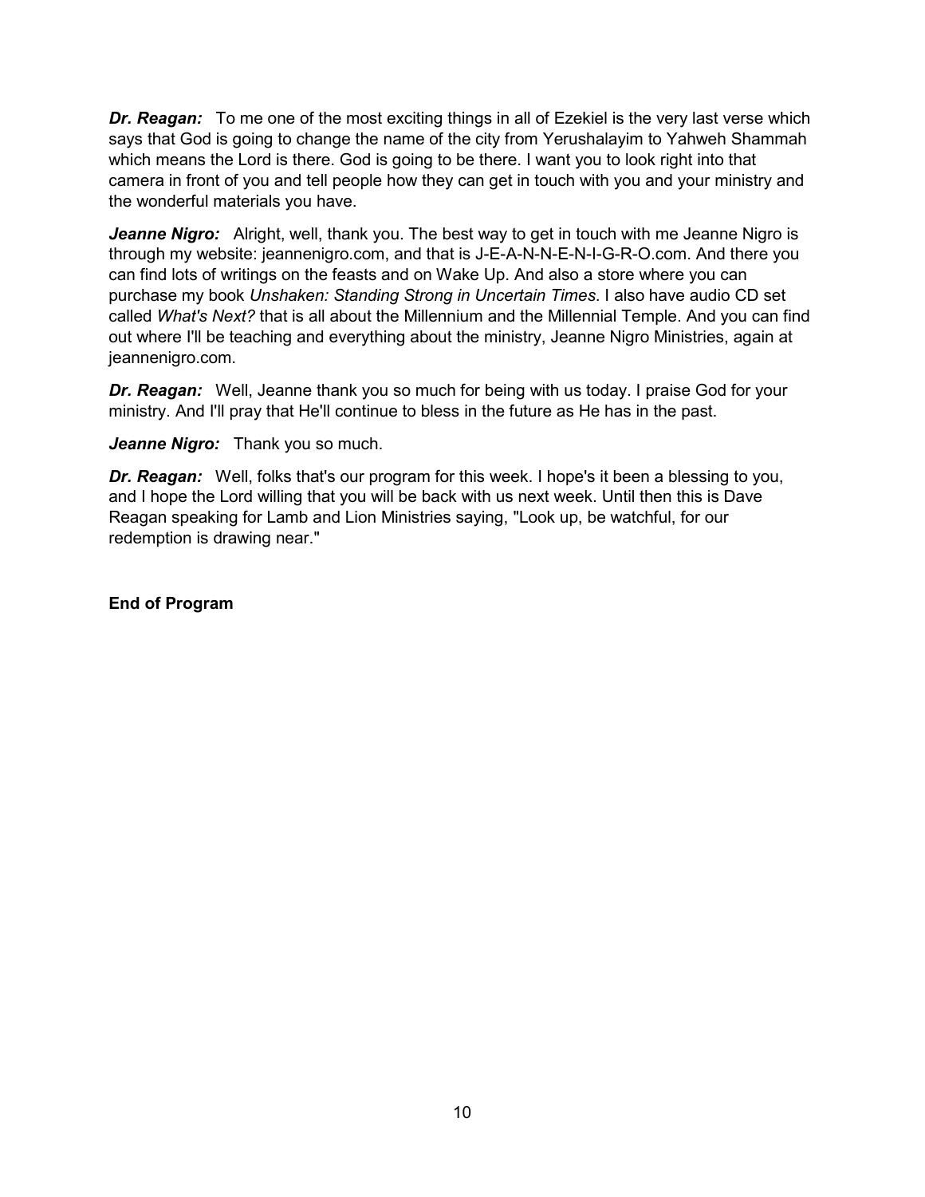***Dr. Reagan:*** To me one of the most exciting things in all of Ezekiel is the very last verse which says that God is going to change the name of the city from Yerushalayim to Yahweh Shammah which means the Lord is there. God is going to be there. I want you to look right into that camera in front of you and tell people how they can get in touch with you and your ministry and the wonderful materials you have.

***Jeanne Nigro:*** Alright, well, thank you. The best way to get in touch with me Jeanne Nigro is through my website: jeannenigro.com, and that is J-E-A-N-N-E-N-I-G-R-O.com. And there you can find lots of writings on the feasts and on Wake Up. And also a store where you can purchase my book *Unshaken: Standing Strong in Uncertain Times*. I also have audio CD set called *What's Next?* that is all about the Millennium and the Millennial Temple. And you can find out where I'll be teaching and everything about the ministry, Jeanne Nigro Ministries, again at jeannenigro.com.

***Dr. Reagan:*** Well, Jeanne thank you so much for being with us today. I praise God for your ministry. And I'll pray that He'll continue to bless in the future as He has in the past.

***Jeanne Nigro:*** Thank you so much.

***Dr. Reagan:*** Well, folks that's our program for this week. I hope's it been a blessing to you, and I hope the Lord willing that you will be back with us next week. Until then this is Dave Reagan speaking for Lamb and Lion Ministries saying, "Look up, be watchful, for our redemption is drawing near."

**End of Program**